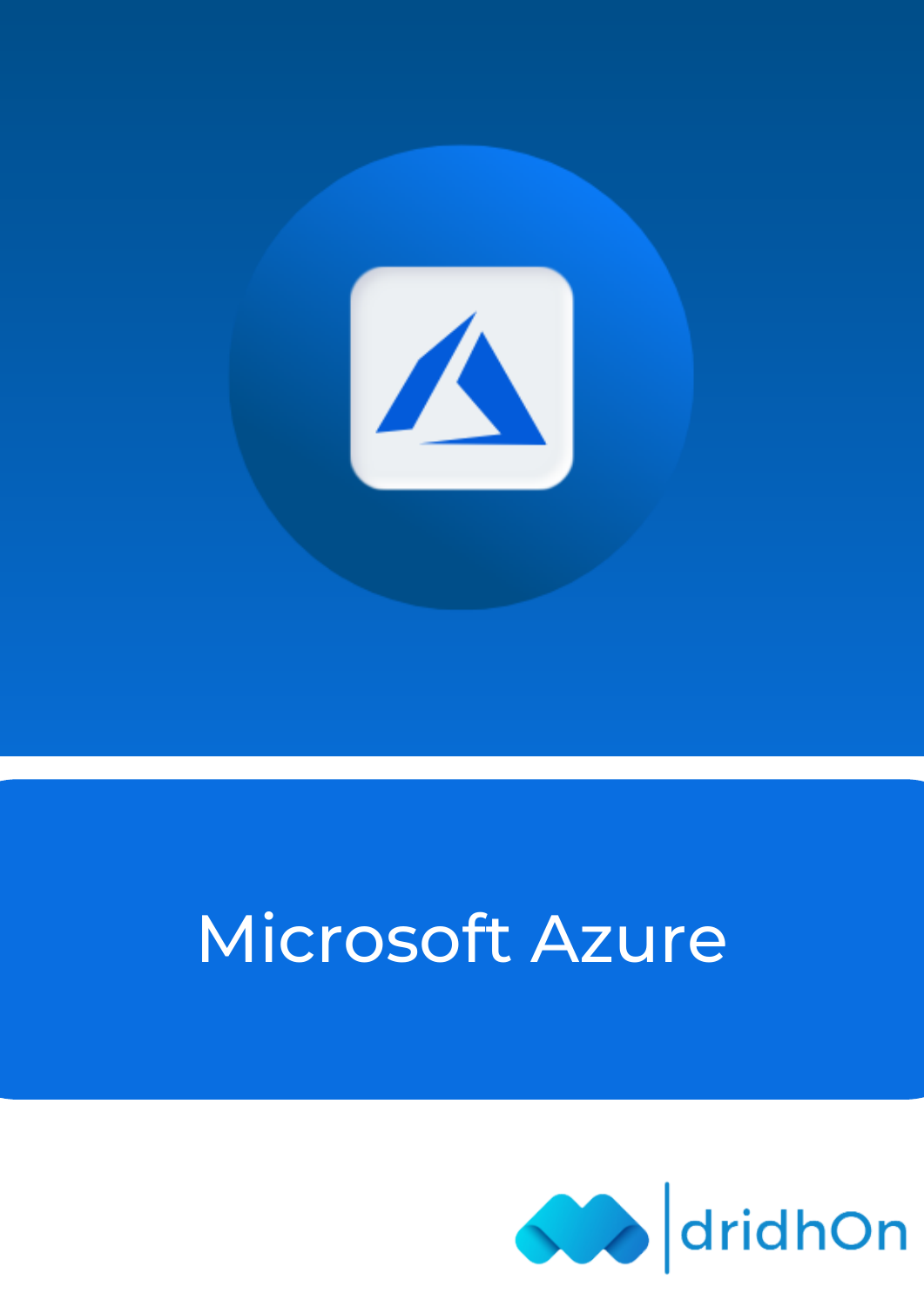# Microsoft Azure

dridhOn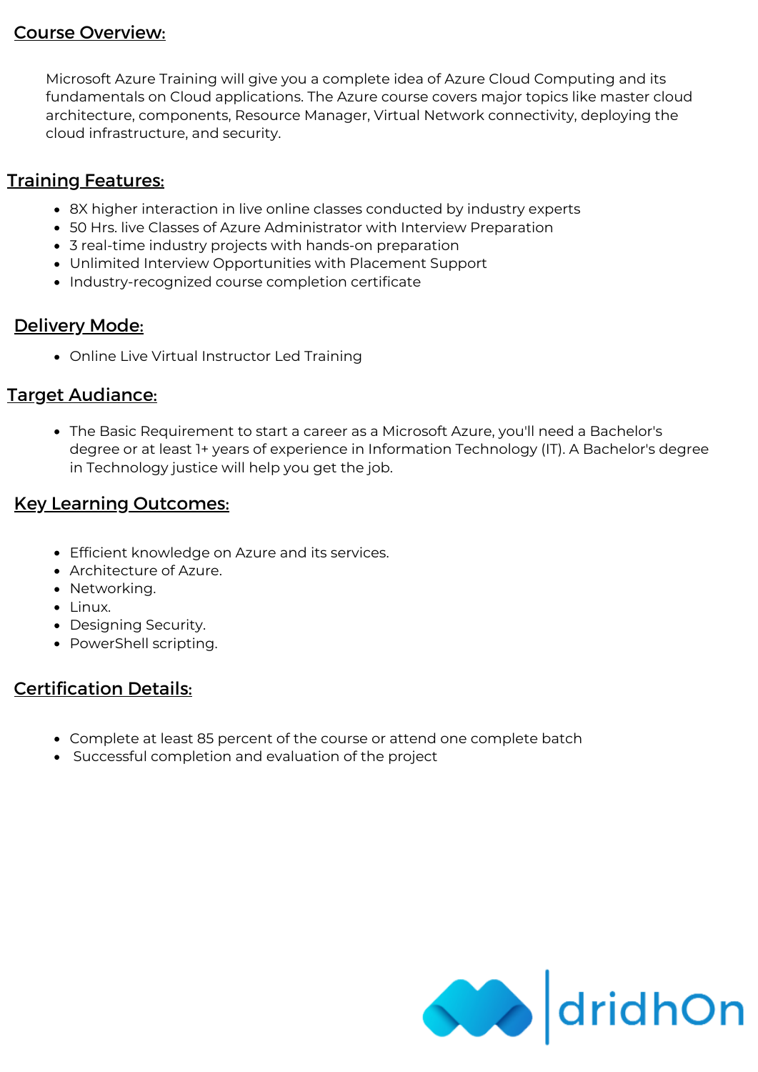## Course Overview:

Microsoft Azure Training will give you a complete idea of Azure Cloud Computing and its fundamentals on Cloud applications. The Azure course covers major topics like master cloud architecture, components, Resource Manager, Virtual Network connectivity, deploying the cloud infrastructure, and security.

## Training Features:

- 8X higher interaction in live online classes conducted by industry experts
- 50 Hrs. live Classes of Azure Administrator with Interview Preparation
- 3 real-time industry projects with hands-on preparation
- Unlimited Interview Opportunities with Placement Support
- Industry-recognized course completion certificate

## Delivery Mode:

- Online Live Virtual Instructor Led Training

## Target Audiance:

- The Basic Requirement to start a career as a Microsoft Azure, you'll need a Bachelor's degree or at least 1+ years of experience in Information Technology (IT). A Bachelor's degree in Technology justice will help you get the job.

## Key Learning Outcomes:

- Efficient knowledge on Azure and its services.
- Architecture of Azure.
- Networking.
- Linux.
- Designing Security.
- PowerShell scripting.

## Certification Details:

- Complete at least 85 percent of the course or attend one complete batch
- Successful completion and evaluation of the project

dridhOn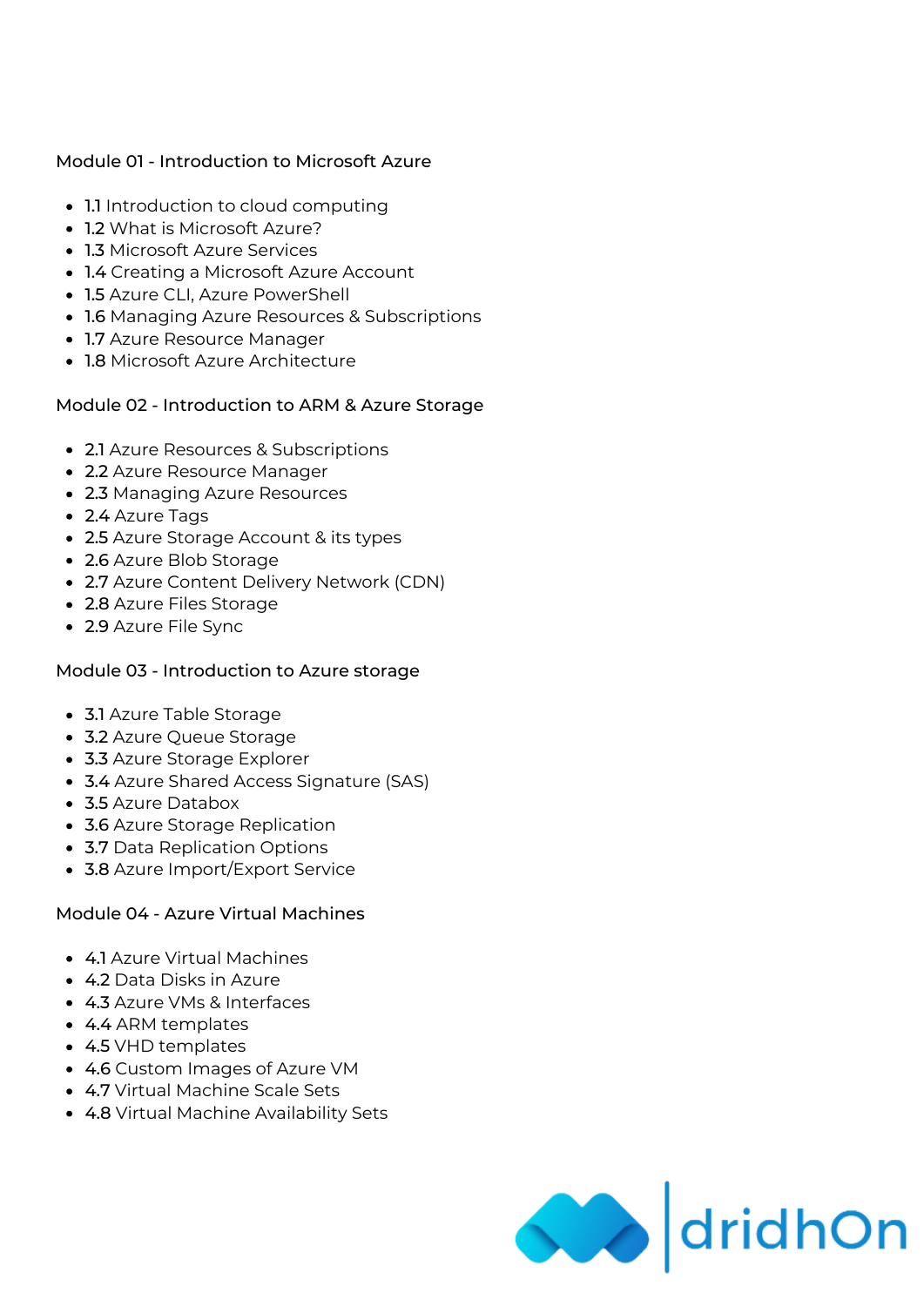## Module 01 - Introduction to Microsoft Azure

- 1.1 Introduction to cloud computing
- 1.2 What is Microsoft Azure?
- 1.3 Microsoft Azure Services
- 1.4 Creating a Microsoft Azure Account
- 1.5 Azure CLI, Azure PowerShell
- 1.6 Managing Azure Resources & Subscriptions
- 1.7 Azure Resource Manager
- 1.8 Microsoft Azure Architecture

## Module 02 - Introduction to ARM & Azure Storage

- 2.1 Azure Resources & Subscriptions
- 2.2 Azure Resource Manager
- 2.3 Managing Azure Resources
- 2.4 Azure Tags
- 2.5 Azure Storage Account & its types
- 2.6 Azure Blob Storage
- 2.7 Azure Content Delivery Network (CDN)
- 2.8 Azure Files Storage
- 2.9 Azure File Sync

## Module 03 - Introduction to Azure storage

- 3.1 Azure Table Storage
- 3.2 Azure Queue Storage
- 3.3 Azure Storage Explorer
- 3.4 Azure Shared Access Signature (SAS)
- 3.5 Azure Databox
- 3.6 Azure Storage Replication
- 3.7 Data Replication Options
- 3.8 Azure Import/Export Service

## Module 04 - Azure Virtual Machines

- 4.1 Azure Virtual Machines
- 4.2 Data Disks in Azure
- 4.3 Azure VMs & Interfaces
- 4.4 ARM templates
- 4.5 VHD templates
- 4.6 Custom Images of Azure VM
- 4.7 Virtual Machine Scale Sets
- 4.8 Virtual Machine Availability Sets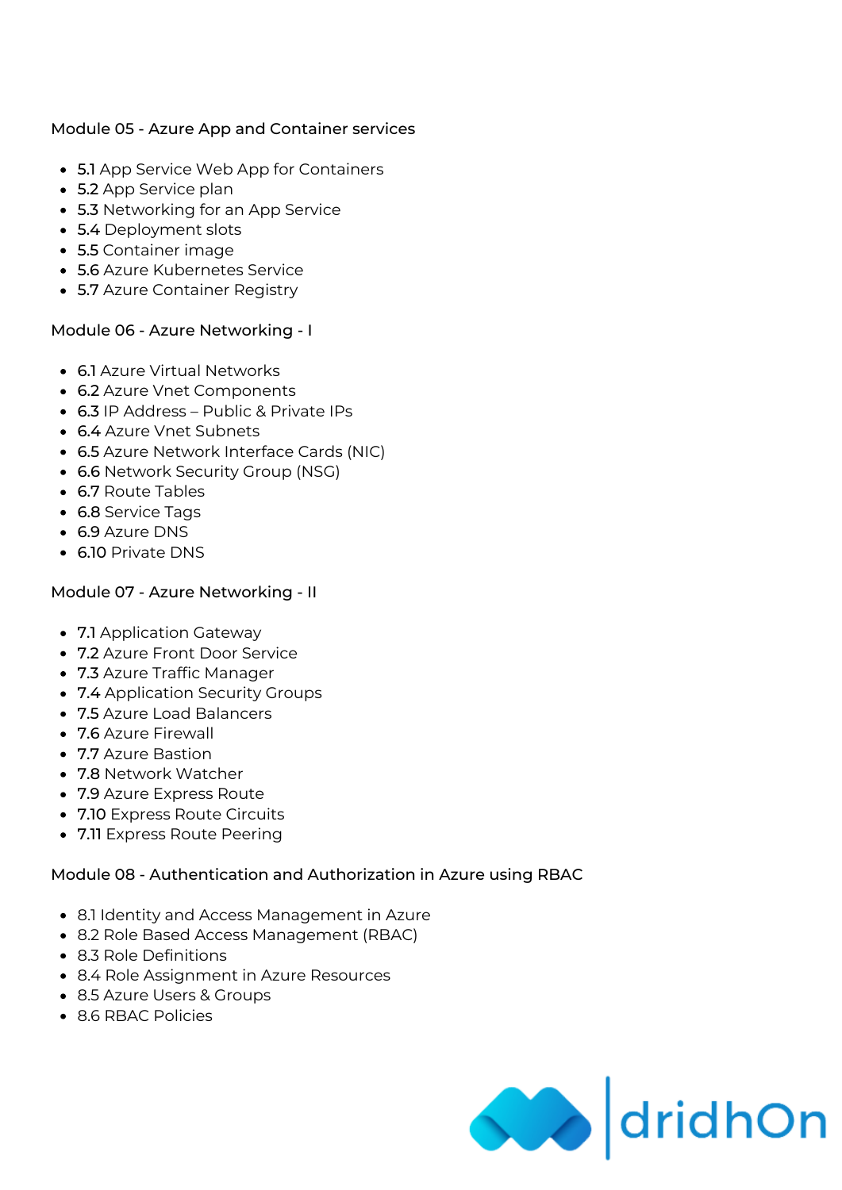### Module 05 - Azure App and Container services

- 5.1 App Service Web App for Containers
- 5.2 App Service plan
- 5.3 Networking for an App Service
- 5.4 Deployment slots
- 5.5 Container image
- 5.6 Azure Kubernetes Service
- 5.7 Azure Container Registry

### Module 06 - Azure Networking - I

- 6.1 Azure Virtual Networks
- 6.2 Azure Vnet Components
- 6.3 IP Address – Public & Private IPs
- 6.4 Azure Vnet Subnets
- 6.5 Azure Network Interface Cards (NIC)
- 6.6 Network Security Group (NSG)
- 6.7 Route Tables
- 6.8 Service Tags
- 6.9 Azure DNS
- 6.10 Private DNS

### Module 07 - Azure Networking - II

- 7.1 Application Gateway
- 7.2 Azure Front Door Service
- 7.3 Azure Traffic Manager
- 7.4 Application Security Groups
- 7.5 Azure Load Balancers
- 7.6 Azure Firewall
- 7.7 Azure Bastion
- 7.8 Network Watcher
- 7.9 Azure Express Route
- 7.10 Express Route Circuits
- 7.11 Express Route Peering

### Module 08 - Authentication and Authorization in Azure using RBAC

- 8.1 Identity and Access Management in Azure
- 8.2 Role Based Access Management (RBAC)
- 8.3 Role Definitions
- 8.4 Role Assignment in Azure Resources
- 8.5 Azure Users & Groups
- 8.6 RBAC Policies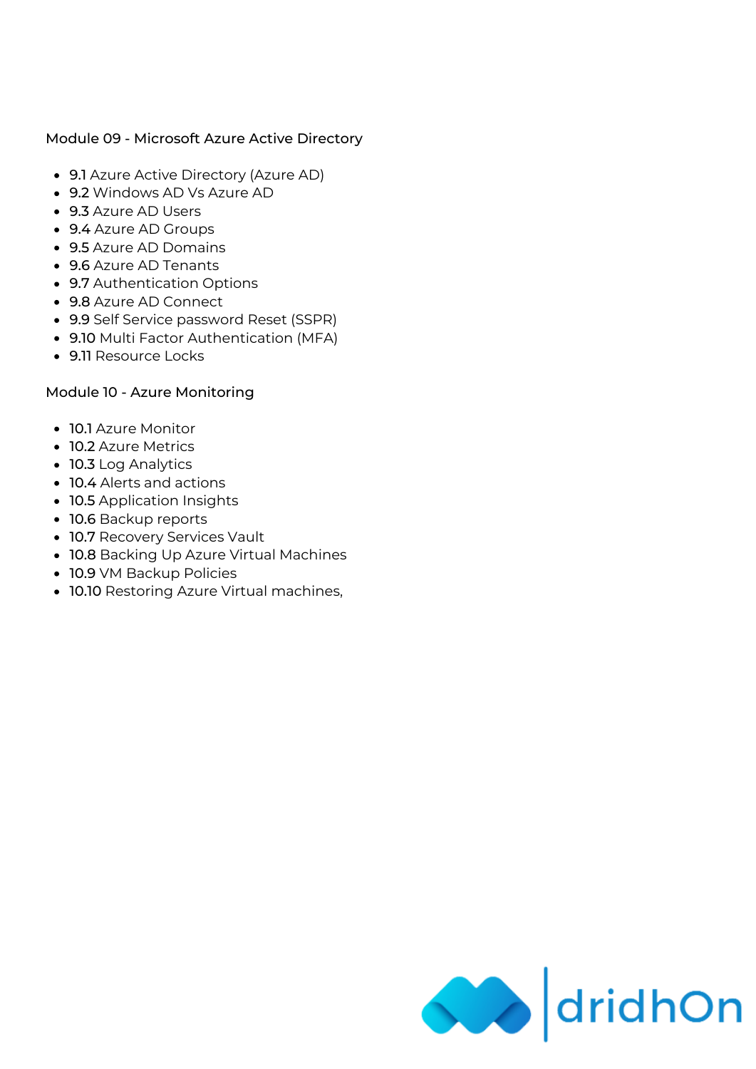## Module 09 - Microsoft Azure Active Directory

- 9.1 Azure Active Directory (Azure AD)
- 9.2 Windows AD Vs Azure AD
- 9.3 Azure AD Users
- 9.4 Azure AD Groups
- 9.5 Azure AD Domains
- 9.6 Azure AD Tenants
- 9.7 Authentication Options
- 9.8 Azure AD Connect
- 9.9 Self Service password Reset (SSPR)
- 9.10 Multi Factor Authentication (MFA)
- 9.11 Resource Locks

## Module 10 - Azure Monitoring

- 10.1 Azure Monitor
- 10.2 Azure Metrics
- 10.3 Log Analytics
- 10.4 Alerts and actions
- 10.5 Application Insights
- 10.6 Backup reports
- 10.7 Recovery Services Vault
- 10.8 Backing Up Azure Virtual Machines
- 10.9 VM Backup Policies
- 10.10 Restoring Azure Virtual machines,

dridhOn